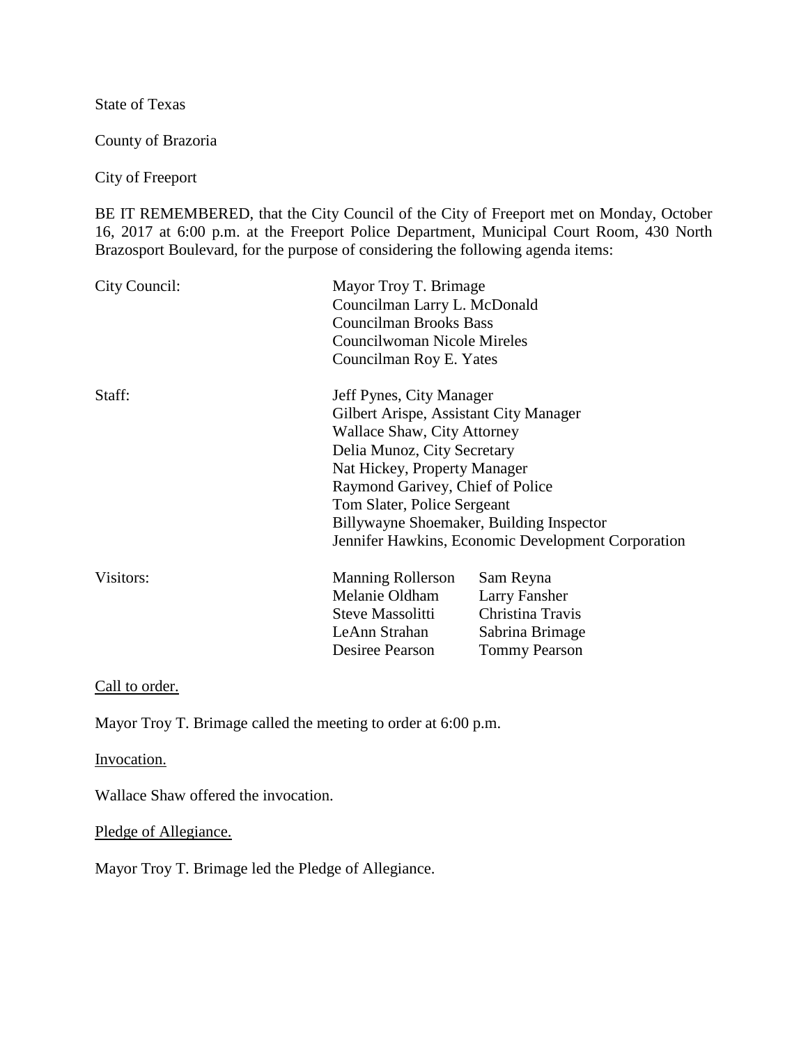State of Texas

County of Brazoria

City of Freeport

BE IT REMEMBERED, that the City Council of the City of Freeport met on Monday, October 16, 2017 at 6:00 p.m. at the Freeport Police Department, Municipal Court Room, 430 North Brazosport Boulevard, for the purpose of considering the following agenda items:

| | | |
|---|---|---|
| City Council: | Mayor Troy T. Brimage | |
| | Councilman Larry L. McDonald | |
| | Councilman Brooks Bass | |
| | Councilwoman Nicole Mireles | |
| | Councilman Roy E. Yates | |
| Staff: | Jeff Pynes, City Manager | |
| | Gilbert Arispe, Assistant City Manager | |
| | Wallace Shaw, City Attorney | |
| | Delia Munoz, City Secretary | |
| | Nat Hickey, Property Manager | |
| | Raymond Garivey, Chief of Police | |
| | Tom Slater, Police Sergeant | |
| | Billywayne Shoemaker, Building Inspector | |
| | Jennifer Hawkins, Economic Development Corporation | |
| Visitors: | Manning Rollerson | Sam Reyna |
| | Melanie Oldham | Larry Fansher |
| | Steve Massolitti | Christina Travis |
| | LeAnn Strahan | Sabrina Brimage |
| | Desiree Pearson | Tommy Pearson |

<u>Call to order.</u>

Mayor Troy T. Brimage called the meeting to order at 6:00 p.m.

<u>Invocation.</u>

Wallace Shaw offered the invocation.

<u>Pledge of Allegiance.</u>

Mayor Troy T. Brimage led the Pledge of Allegiance.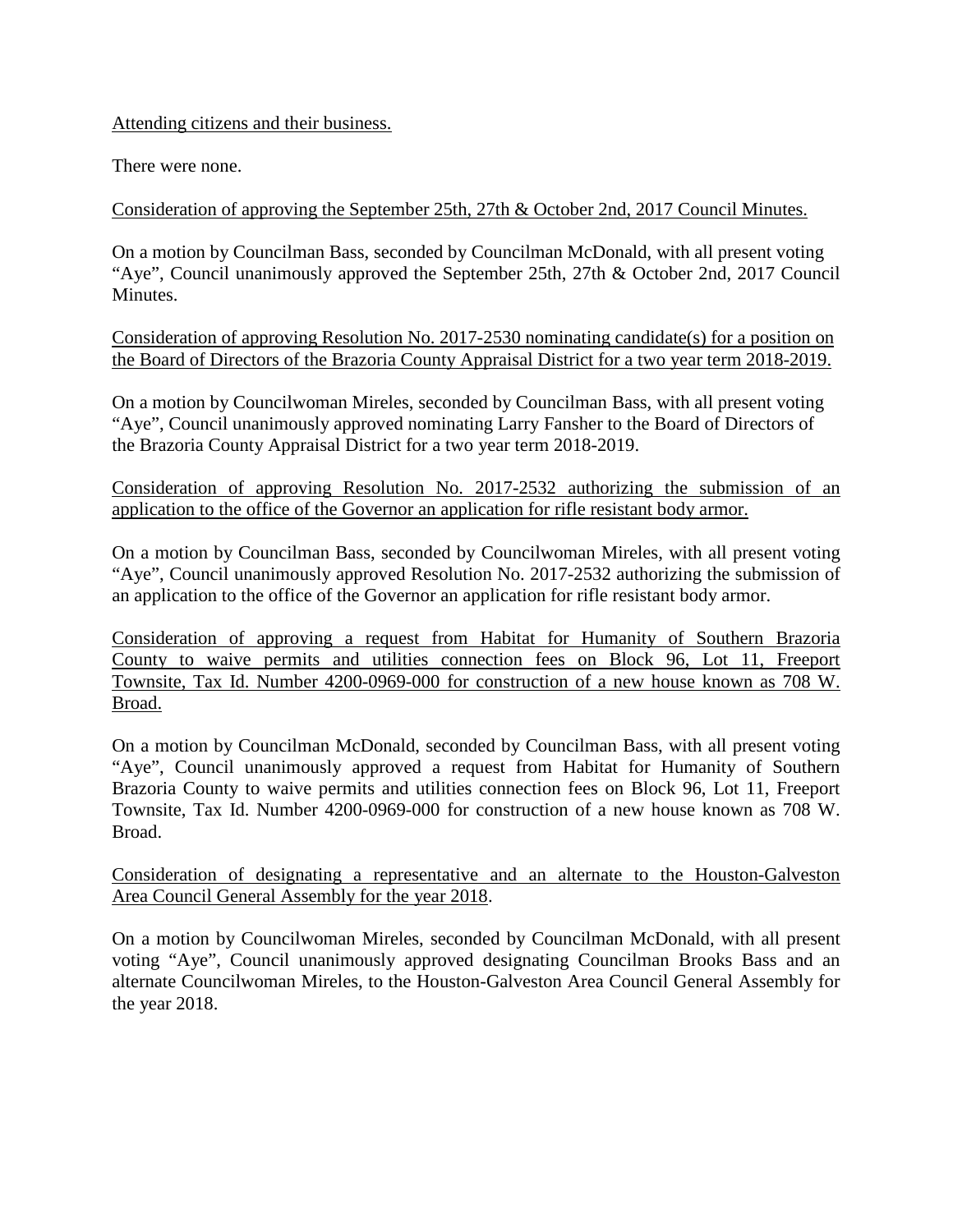Attending citizens and their business.

There were none.

Consideration of approving the September 25th, 27th & October 2nd, 2017 Council Minutes.

On a motion by Councilman Bass, seconded by Councilman McDonald, with all present voting "Aye", Council unanimously approved the September 25th, 27th & October 2nd, 2017 Council Minutes.

Consideration of approving Resolution No. 2017-2530 nominating candidate(s) for a position on the Board of Directors of the Brazoria County Appraisal District for a two year term 2018-2019.

On a motion by Councilwoman Mireles, seconded by Councilman Bass, with all present voting "Aye", Council unanimously approved nominating Larry Fansher to the Board of Directors of the Brazoria County Appraisal District for a two year term 2018-2019.

Consideration of approving Resolution No. 2017-2532 authorizing the submission of an application to the office of the Governor an application for rifle resistant body armor.

On a motion by Councilman Bass, seconded by Councilwoman Mireles, with all present voting "Aye", Council unanimously approved Resolution No. 2017-2532 authorizing the submission of an application to the office of the Governor an application for rifle resistant body armor.

Consideration of approving a request from Habitat for Humanity of Southern Brazoria County to waive permits and utilities connection fees on Block 96, Lot 11, Freeport Townsite, Tax Id. Number 4200-0969-000 for construction of a new house known as 708 W. Broad.

On a motion by Councilman McDonald, seconded by Councilman Bass, with all present voting "Aye", Council unanimously approved a request from Habitat for Humanity of Southern Brazoria County to waive permits and utilities connection fees on Block 96, Lot 11, Freeport Townsite, Tax Id. Number 4200-0969-000 for construction of a new house known as 708 W. Broad.

Consideration of designating a representative and an alternate to the Houston-Galveston Area Council General Assembly for the year 2018.

On a motion by Councilwoman Mireles, seconded by Councilman McDonald, with all present voting "Aye", Council unanimously approved designating Councilman Brooks Bass and an alternate Councilwoman Mireles, to the Houston-Galveston Area Council General Assembly for the year 2018.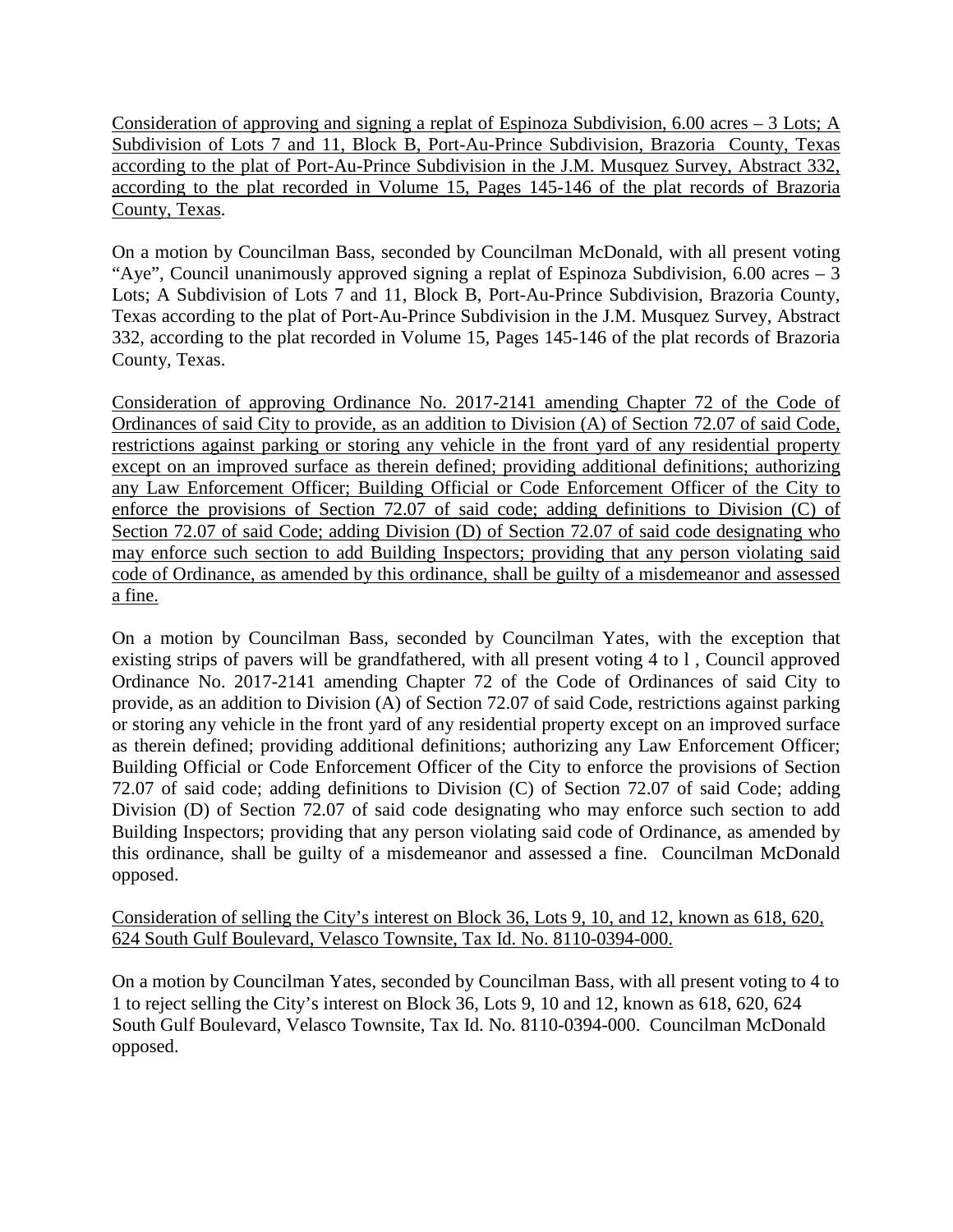<u>Consideration of approving and signing a replat of Espinoza Subdivision, 6.00 acres – 3 Lots; A Subdivision of Lots 7 and 11, Block B, Port-Au-Prince Subdivision, Brazoria County, Texas according to the plat of Port-Au-Prince Subdivision in the J.M. Musquez Survey, Abstract 332, according to the plat recorded in Volume 15, Pages 145-146 of the plat records of Brazoria County, Texas</u>.

On a motion by Councilman Bass, seconded by Councilman McDonald, with all present voting "Aye", Council unanimously approved signing a replat of Espinoza Subdivision, 6.00 acres – 3 Lots; A Subdivision of Lots 7 and 11, Block B, Port-Au-Prince Subdivision, Brazoria County, Texas according to the plat of Port-Au-Prince Subdivision in the J.M. Musquez Survey, Abstract 332, according to the plat recorded in Volume 15, Pages 145-146 of the plat records of Brazoria County, Texas.

<u>Consideration of approving Ordinance No. 2017-2141 amending Chapter 72 of the Code of Ordinances of said City to provide, as an addition to Division (A) of Section 72.07 of said Code, restrictions against parking or storing any vehicle in the front yard of any residential property except on an improved surface as therein defined; providing additional definitions; authorizing any Law Enforcement Officer; Building Official or Code Enforcement Officer of the City to enforce the provisions of Section 72.07 of said code; adding definitions to Division (C) of Section 72.07 of said Code; adding Division (D) of Section 72.07 of said code designating who may enforce such section to add Building Inspectors; providing that any person violating said code of Ordinance, as amended by this ordinance, shall be guilty of a misdemeanor and assessed a fine.</u>

On a motion by Councilman Bass, seconded by Councilman Yates, with the exception that existing strips of pavers will be grandfathered, with all present voting 4 to l , Council approved Ordinance No. 2017-2141 amending Chapter 72 of the Code of Ordinances of said City to provide, as an addition to Division (A) of Section 72.07 of said Code, restrictions against parking or storing any vehicle in the front yard of any residential property except on an improved surface as therein defined; providing additional definitions; authorizing any Law Enforcement Officer; Building Official or Code Enforcement Officer of the City to enforce the provisions of Section 72.07 of said code; adding definitions to Division (C) of Section 72.07 of said Code; adding Division (D) of Section 72.07 of said code designating who may enforce such section to add Building Inspectors; providing that any person violating said code of Ordinance, as amended by this ordinance, shall be guilty of a misdemeanor and assessed a fine. Councilman McDonald opposed.

<u>Consideration of selling the City's interest on Block 36, Lots 9, 10, and 12, known as 618, 620, 624 South Gulf Boulevard, Velasco Townsite, Tax Id. No. 8110-0394-000.</u>

On a motion by Councilman Yates, seconded by Councilman Bass, with all present voting to 4 to 1 to reject selling the City's interest on Block 36, Lots 9, 10 and 12, known as 618, 620, 624 South Gulf Boulevard, Velasco Townsite, Tax Id. No. 8110-0394-000. Councilman McDonald opposed.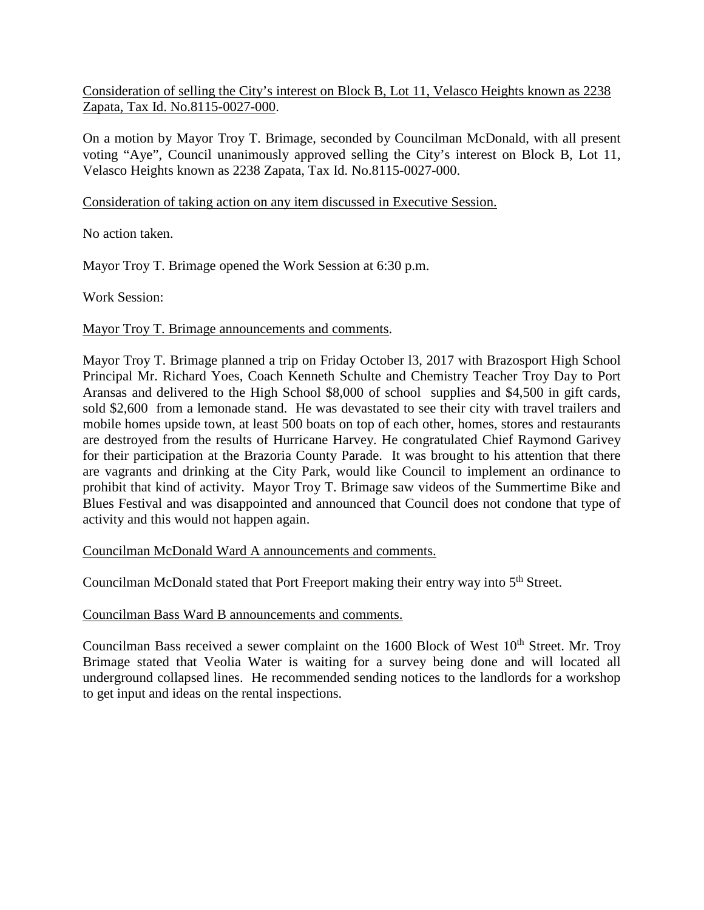Consideration of selling the City's interest on Block B, Lot 11, Velasco Heights known as 2238 Zapata, Tax Id. No.8115-0027-000.

On a motion by Mayor Troy T. Brimage, seconded by Councilman McDonald, with all present voting "Aye", Council unanimously approved selling the City's interest on Block B, Lot 11, Velasco Heights known as 2238 Zapata, Tax Id. No.8115-0027-000.

Consideration of taking action on any item discussed in Executive Session.

No action taken.

Mayor Troy T. Brimage opened the Work Session at 6:30 p.m.

Work Session:

Mayor Troy T. Brimage announcements and comments.

Mayor Troy T. Brimage planned a trip on Friday October l3, 2017 with Brazosport High School Principal Mr. Richard Yoes, Coach Kenneth Schulte and Chemistry Teacher Troy Day to Port Aransas and delivered to the High School $8,000 of school supplies and $4,500 in gift cards, sold $2,600 from a lemonade stand. He was devastated to see their city with travel trailers and mobile homes upside town, at least 500 boats on top of each other, homes, stores and restaurants are destroyed from the results of Hurricane Harvey. He congratulated Chief Raymond Garivey for their participation at the Brazoria County Parade. It was brought to his attention that there are vagrants and drinking at the City Park, would like Council to implement an ordinance to prohibit that kind of activity. Mayor Troy T. Brimage saw videos of the Summertime Bike and Blues Festival and was disappointed and announced that Council does not condone that type of activity and this would not happen again.

Councilman McDonald Ward A announcements and comments.

Councilman McDonald stated that Port Freeport making their entry way into 5th Street.

Councilman Bass Ward B announcements and comments.

Councilman Bass received a sewer complaint on the 1600 Block of West 10th Street. Mr. Troy Brimage stated that Veolia Water is waiting for a survey being done and will located all underground collapsed lines. He recommended sending notices to the landlords for a workshop to get input and ideas on the rental inspections.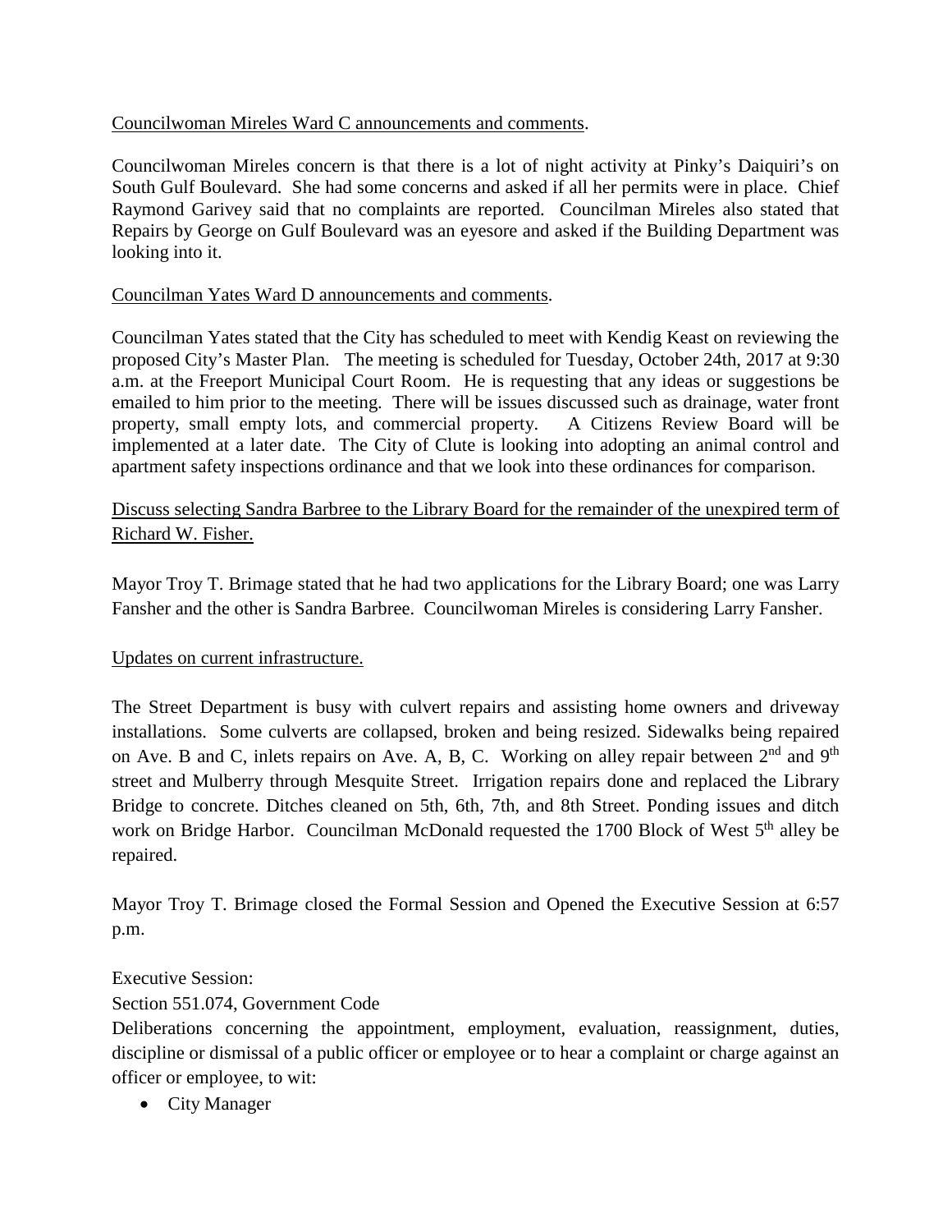Councilwoman Mireles Ward C announcements and comments.

Councilwoman Mireles concern is that there is a lot of night activity at Pinky's Daiquiri's on South Gulf Boulevard. She had some concerns and asked if all her permits were in place. Chief Raymond Garivey said that no complaints are reported. Councilman Mireles also stated that Repairs by George on Gulf Boulevard was an eyesore and asked if the Building Department was looking into it.

Councilman Yates Ward D announcements and comments.

Councilman Yates stated that the City has scheduled to meet with Kendig Keast on reviewing the proposed City's Master Plan. The meeting is scheduled for Tuesday, October 24th, 2017 at 9:30 a.m. at the Freeport Municipal Court Room. He is requesting that any ideas or suggestions be emailed to him prior to the meeting. There will be issues discussed such as drainage, water front property, small empty lots, and commercial property. A Citizens Review Board will be implemented at a later date. The City of Clute is looking into adopting an animal control and apartment safety inspections ordinance and that we look into these ordinances for comparison.

Discuss selecting Sandra Barbree to the Library Board for the remainder of the unexpired term of Richard W. Fisher.

Mayor Troy T. Brimage stated that he had two applications for the Library Board; one was Larry Fansher and the other is Sandra Barbree. Councilwoman Mireles is considering Larry Fansher.

Updates on current infrastructure.

The Street Department is busy with culvert repairs and assisting home owners and driveway installations. Some culverts are collapsed, broken and being resized. Sidewalks being repaired on Ave. B and C, inlets repairs on Ave. A, B, C. Working on alley repair between 2nd and 9th street and Mulberry through Mesquite Street. Irrigation repairs done and replaced the Library Bridge to concrete. Ditches cleaned on 5th, 6th, 7th, and 8th Street. Ponding issues and ditch work on Bridge Harbor. Councilman McDonald requested the 1700 Block of West 5th alley be repaired.

Mayor Troy T. Brimage closed the Formal Session and Opened the Executive Session at 6:57 p.m.

Executive Session:

Section 551.074, Government Code

Deliberations concerning the appointment, employment, evaluation, reassignment, duties, discipline or dismissal of a public officer or employee or to hear a complaint or charge against an officer or employee, to wit:

- City Manager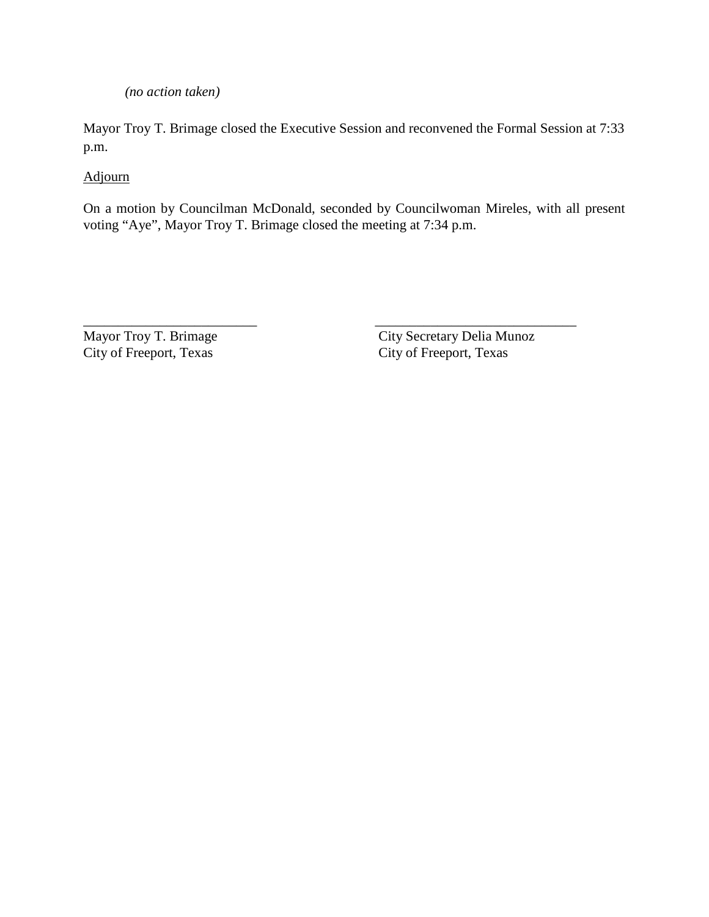*(no action taken)*

Mayor Troy T. Brimage closed the Executive Session and reconvened the Formal Session at 7:33 p.m.

Adjourn

On a motion by Councilman McDonald, seconded by Councilwoman Mireles, with all present voting "Aye", Mayor Troy T. Brimage closed the meeting at 7:34 p.m.

| | |
|---|---|
| _________________________ | _____________________________ |
| Mayor Troy T. Brimage | City Secretary Delia Munoz |
| City of Freeport, Texas | City of Freeport, Texas |